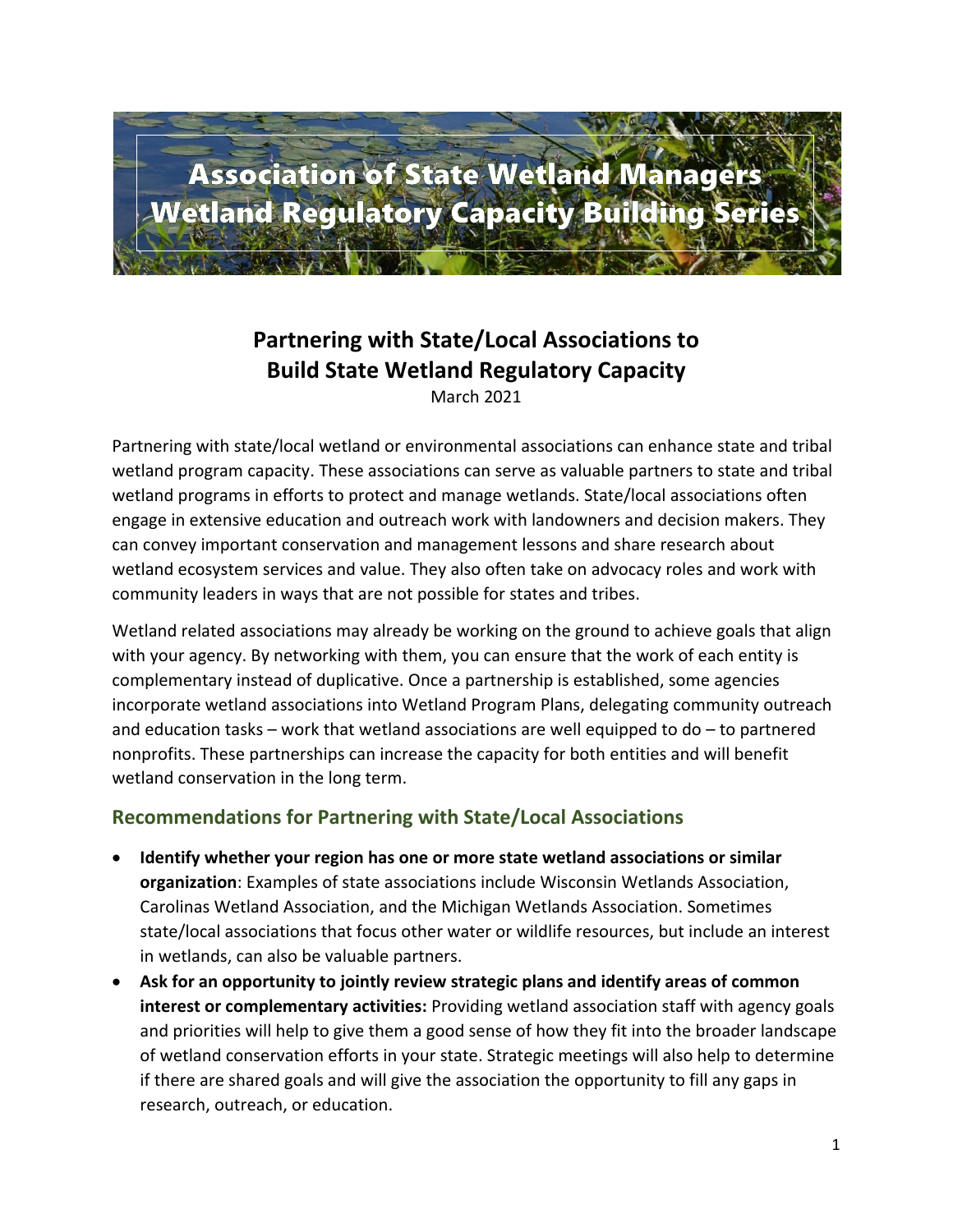# Association of State Wetland Managers
# Wetland Regulatory Capacity Building Series

## Partnering with State/Local Associations to Build State Wetland Regulatory Capacity

March 2021

Partnering with state/local wetland or environmental associations can enhance state and tribal wetland program capacity. These associations can serve as valuable partners to state and tribal wetland programs in efforts to protect and manage wetlands. State/local associations often engage in extensive education and outreach work with landowners and decision makers. They can convey important conservation and management lessons and share research about wetland ecosystem services and value. They also often take on advocacy roles and work with community leaders in ways that are not possible for states and tribes.

Wetland related associations may already be working on the ground to achieve goals that align with your agency. By networking with them, you can ensure that the work of each entity is complementary instead of duplicative. Once a partnership is established, some agencies incorporate wetland associations into Wetland Program Plans, delegating community outreach and education tasks – work that wetland associations are well equipped to do – to partnered nonprofits. These partnerships can increase the capacity for both entities and will benefit wetland conservation in the long term.

### Recommendations for Partnering with State/Local Associations

- **Identify whether your region has one or more state wetland associations or similar organization**: Examples of state associations include Wisconsin Wetlands Association, Carolinas Wetland Association, and the Michigan Wetlands Association. Sometimes state/local associations that focus other water or wildlife resources, but include an interest in wetlands, can also be valuable partners.
- **Ask for an opportunity to jointly review strategic plans and identify areas of common interest or complementary activities:** Providing wetland association staff with agency goals and priorities will help to give them a good sense of how they fit into the broader landscape of wetland conservation efforts in your state. Strategic meetings will also help to determine if there are shared goals and will give the association the opportunity to fill any gaps in research, outreach, or education.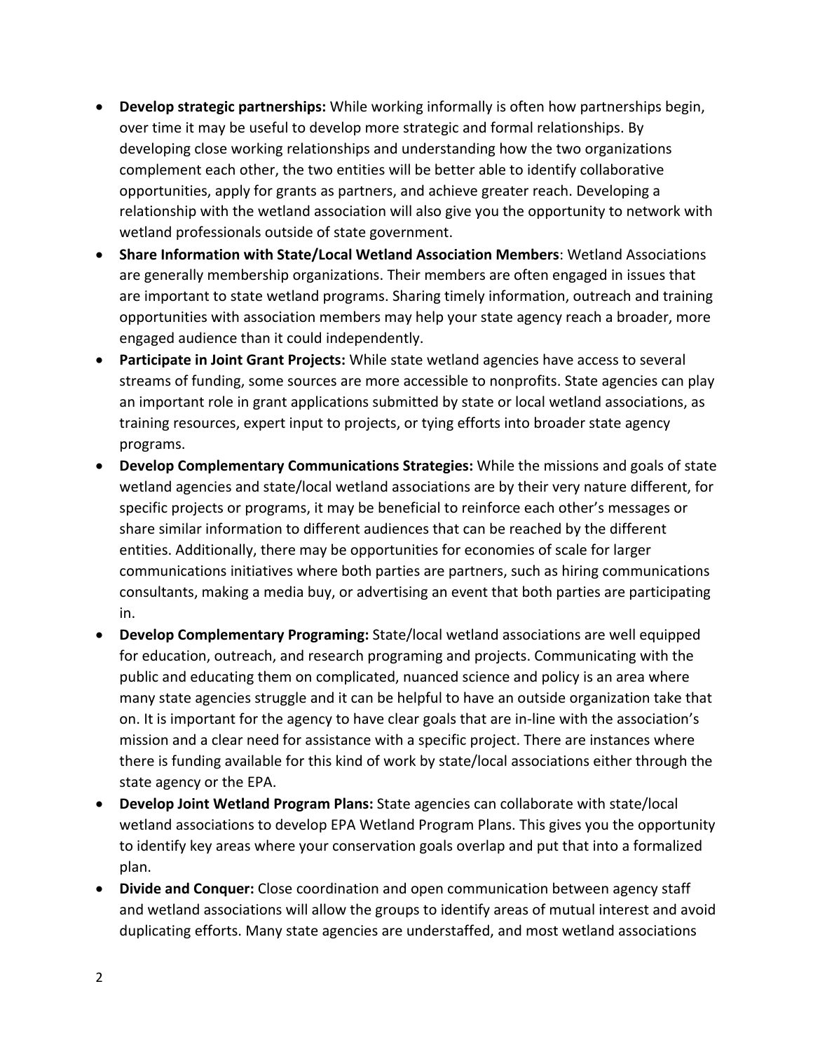- **Develop strategic partnerships:** While working informally is often how partnerships begin, over time it may be useful to develop more strategic and formal relationships. By developing close working relationships and understanding how the two organizations complement each other, the two entities will be better able to identify collaborative opportunities, apply for grants as partners, and achieve greater reach. Developing a relationship with the wetland association will also give you the opportunity to network with wetland professionals outside of state government.
- **Share Information with State/Local Wetland Association Members**: Wetland Associations are generally membership organizations. Their members are often engaged in issues that are important to state wetland programs. Sharing timely information, outreach and training opportunities with association members may help your state agency reach a broader, more engaged audience than it could independently.
- **Participate in Joint Grant Projects:** While state wetland agencies have access to several streams of funding, some sources are more accessible to nonprofits. State agencies can play an important role in grant applications submitted by state or local wetland associations, as training resources, expert input to projects, or tying efforts into broader state agency programs.
- **Develop Complementary Communications Strategies:** While the missions and goals of state wetland agencies and state/local wetland associations are by their very nature different, for specific projects or programs, it may be beneficial to reinforce each other's messages or share similar information to different audiences that can be reached by the different entities. Additionally, there may be opportunities for economies of scale for larger communications initiatives where both parties are partners, such as hiring communications consultants, making a media buy, or advertising an event that both parties are participating in.
- **Develop Complementary Programing:** State/local wetland associations are well equipped for education, outreach, and research programing and projects. Communicating with the public and educating them on complicated, nuanced science and policy is an area where many state agencies struggle and it can be helpful to have an outside organization take that on. It is important for the agency to have clear goals that are in-line with the association's mission and a clear need for assistance with a specific project. There are instances where there is funding available for this kind of work by state/local associations either through the state agency or the EPA.
- **Develop Joint Wetland Program Plans:** State agencies can collaborate with state/local wetland associations to develop EPA Wetland Program Plans. This gives you the opportunity to identify key areas where your conservation goals overlap and put that into a formalized plan.
- **Divide and Conquer:** Close coordination and open communication between agency staff and wetland associations will allow the groups to identify areas of mutual interest and avoid duplicating efforts. Many state agencies are understaffed, and most wetland associations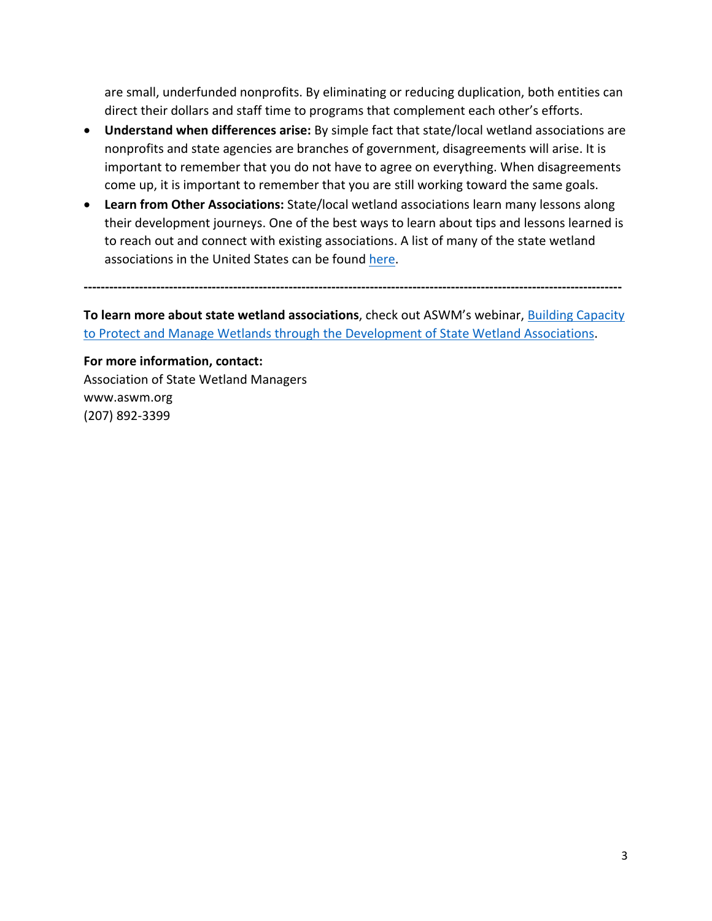are small, underfunded nonprofits. By eliminating or reducing duplication, both entities can direct their dollars and staff time to programs that complement each other's efforts.

- **Understand when differences arise:** By simple fact that state/local wetland associations are nonprofits and state agencies are branches of government, disagreements will arise. It is important to remember that you do not have to agree on everything. When disagreements come up, it is important to remember that you are still working toward the same goals.
- **Learn from Other Associations:** State/local wetland associations learn many lessons along their development journeys. One of the best ways to learn about tips and lessons learned is to reach out and connect with existing associations. A list of many of the state wetland associations in the United States can be found here.

---

**To learn more about state wetland associations**, check out ASWM's webinar, Building Capacity to Protect and Manage Wetlands through the Development of State Wetland Associations.

**For more information, contact:**
Association of State Wetland Managers
www.aswm.org
(207) 892-3399